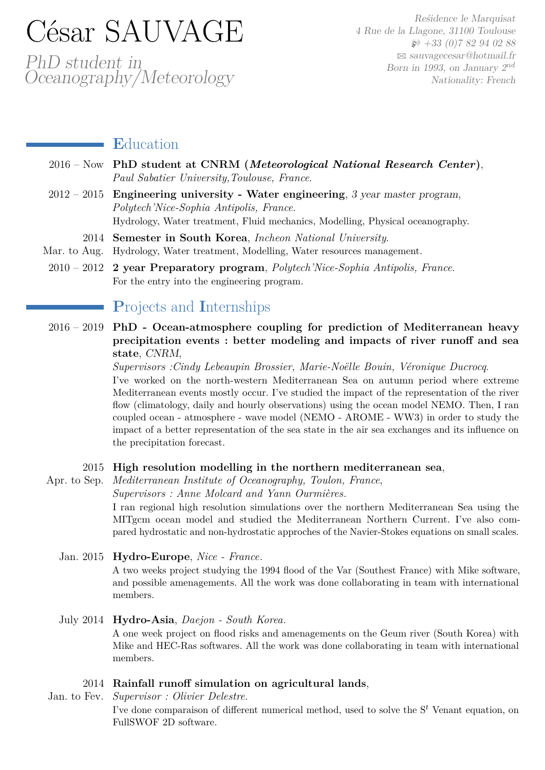# César SAUVAGE

*PhD student in Oceanography/Meteorology*

*Reśidence le Marquisat*
*4 Rue de la Llagone, 31100 Toulouse*
*+33 (0)7 82 94 02 88*
*sauvagecesar@hotmail.fr*
*Born in 1993, on January 2$^{nd}$*
*Nationality: French*

## Education

**2016 – Now** — **PhD student at CNRM (*Meteorological National Research Center*)**, *Paul Sabatier University,Toulouse, France.*

**2012 – 2015** — **Engineering university - Water engineering**, *3 year master program*, *Polytech'Nice-Sophia Antipolis, France.*
Hydrology, Water treatment, Fluid mechanics, Modelling, Physical oceanography.

**2014, Mar. to Aug.** — **Semester in South Korea**, *Incheon National University.*
Hydrology, Water treatment, Modelling, Water resources management.

**2010 – 2012** — **2 year Preparatory program**, *Polytech'Nice-Sophia Antipolis, France.*
For the entry into the engineering program.

## Projects and Internships

**2016 – 2019** — **PhD - Ocean-atmosphere coupling for prediction of Mediterranean heavy precipitation events : better modeling and impacts of river runoff and sea state**, *CNRM*,
*Supervisors :Cindy Lebeaupin Brossier, Marie-Noëlle Bouin, Véronique Ducrocq.*
I've worked on the north-western Mediterranean Sea on autumn period where extreme Mediterranean events mostly occur. I've studied the impact of the representation of the river flow (climatology, daily and hourly observations) using the ocean model NEMO. Then, I ran coupled ocean - atmosphere - wave model (NEMO - AROME - WW3) in order to study the impact of a better representation of the sea state in the air sea exchanges and its influence on the precipitation forecast.

**2015, Apr. to Sep.** — **High resolution modelling in the northern mediterranean sea**, *Mediterranean Institute of Oceanography, Toulon, France*,
*Supervisors : Anne Molcard and Yann Ourmières.*
I ran regional high resolution simulations over the northern Mediterranean Sea using the MITgcm ocean model and studied the Mediterranean Northern Current. I've also compared hydrostatic and non-hydrostatic approches of the Navier-Stokes equations on small scales.

**Jan. 2015** — **Hydro-Europe**, *Nice - France.*
A two weeks project studying the 1994 flood of the Var (Southest France) with Mike software, and possible amenagements. All the work was done collaborating in team with international members.

**July 2014** — **Hydro-Asia**, *Daejon - South Korea.*
A one week project on flood risks and amenagements on the Geum river (South Korea) with Mike and HEC-Ras softwares. All the work was done collaborating in team with international members.

**2014, Jan. to Fev.** — **Rainfall runoff simulation on agricultural lands**,
*Supervisor : Olivier Delestre.*
I've done comparaison of different numerical method, used to solve the S$^t$ Venant equation, on FullSWOF 2D software.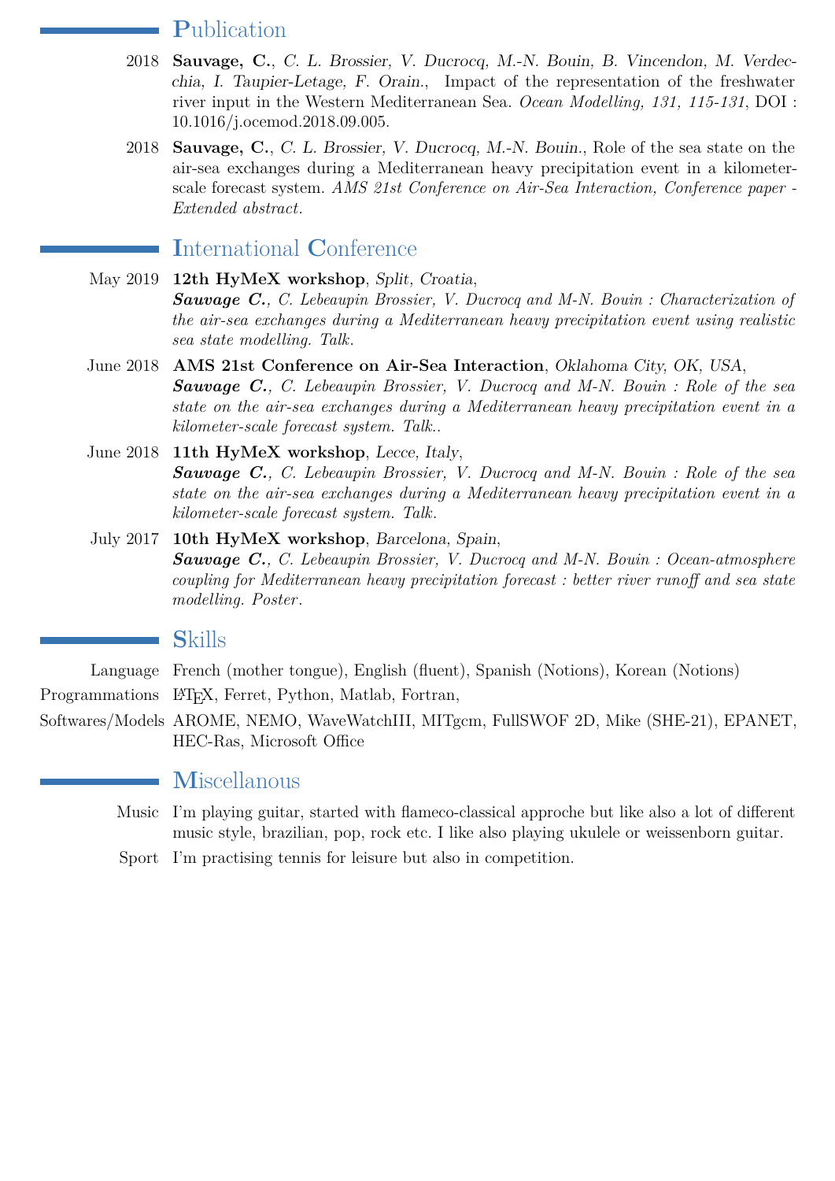## Publication

2018 **Sauvage, C.**, *C. L. Brossier, V. Ducrocq, M.-N. Bouin, B. Vincendon, M. Verdecchia, I. Taupier-Letage, F. Orain.*, Impact of the representation of the freshwater river input in the Western Mediterranean Sea. *Ocean Modelling, 131, 115-131*, DOI : 10.1016/j.ocemod.2018.09.005.

2018 **Sauvage, C.**, *C. L. Brossier, V. Ducrocq, M.-N. Bouin.*, Role of the sea state on the air-sea exchanges during a Mediterranean heavy precipitation event in a kilometer-scale forecast system. *AMS 21st Conference on Air-Sea Interaction, Conference paper - Extended abstract.*

## International Conference

May 2019 **12th HyMeX workshop**, *Split, Croatia*,
***Sauvage C.***, *C. Lebeaupin Brossier, V. Ducrocq and M-N. Bouin : Characterization of the air-sea exchanges during a Mediterranean heavy precipitation event using realistic sea state modelling. Talk.*

June 2018 **AMS 21st Conference on Air-Sea Interaction**, *Oklahoma City, OK, USA*,
***Sauvage C.***, *C. Lebeaupin Brossier, V. Ducrocq and M-N. Bouin : Role of the sea state on the air-sea exchanges during a Mediterranean heavy precipitation event in a kilometer-scale forecast system. Talk..*

June 2018 **11th HyMeX workshop**, *Lecce, Italy*,
***Sauvage C.***, *C. Lebeaupin Brossier, V. Ducrocq and M-N. Bouin : Role of the sea state on the air-sea exchanges during a Mediterranean heavy precipitation event in a kilometer-scale forecast system. Talk.*

July 2017 **10th HyMeX workshop**, *Barcelona, Spain*,
***Sauvage C.***, *C. Lebeaupin Brossier, V. Ducrocq and M-N. Bouin : Ocean-atmosphere coupling for Mediterranean heavy precipitation forecast : better river runoff and sea state modelling. Poster.*

## Skills

Language French (mother tongue), English (fluent), Spanish (Notions), Korean (Notions)

Programmations LaTeX, Ferret, Python, Matlab, Fortran,

Softwares/Models AROME, NEMO, WaveWatchIII, MITgcm, FullSWOF 2D, Mike (SHE-21), EPANET, HEC-Ras, Microsoft Office

## Miscellanous

Music I'm playing guitar, started with flameco-classical approche but like also a lot of different music style, brazilian, pop, rock etc. I like also playing ukulele or weissenborn guitar.

Sport I'm practising tennis for leisure but also in competition.